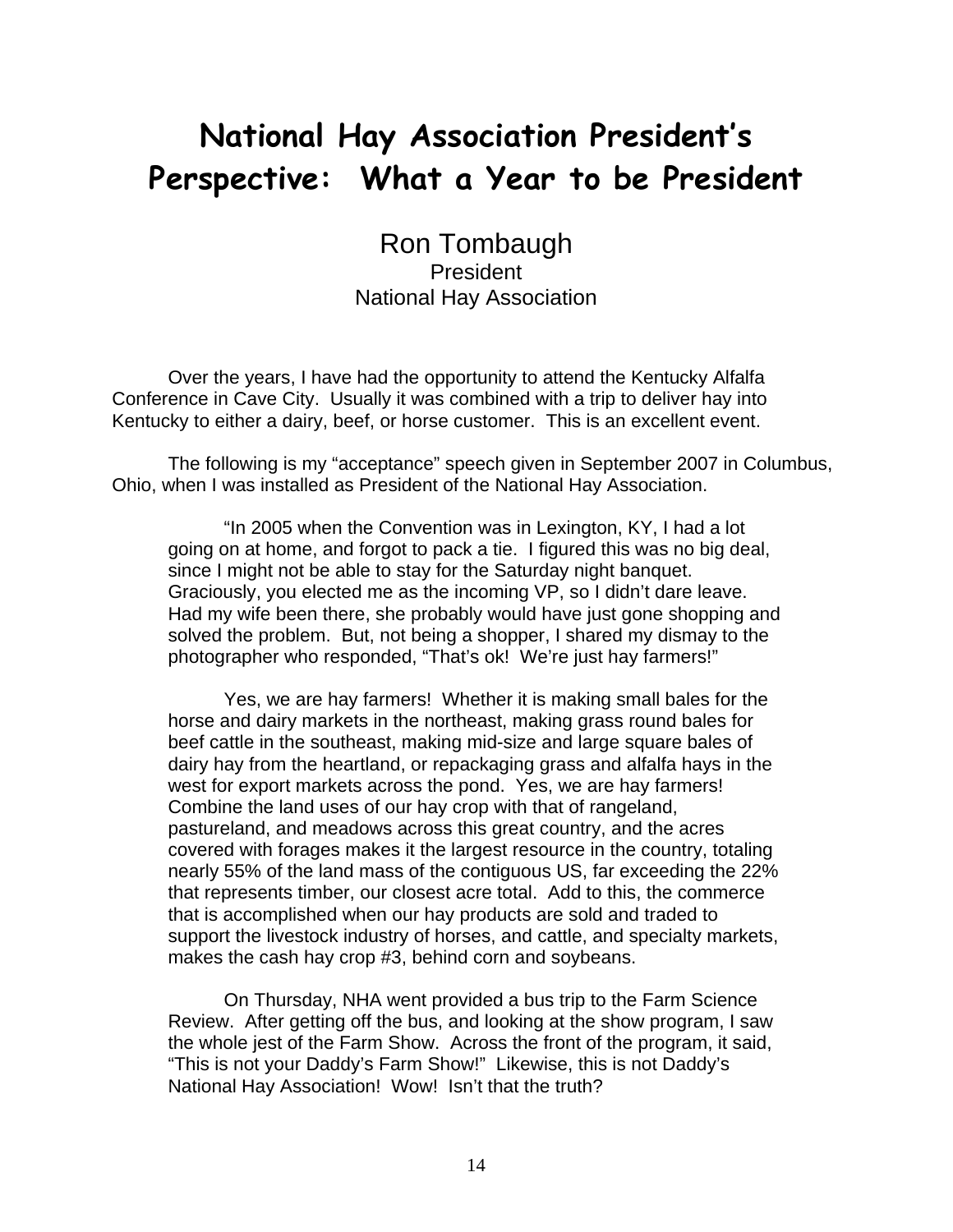# National Hay Association President's Perspective: What a Year to be President

Ron Tombaugh
President
National Hay Association

Over the years, I have had the opportunity to attend the Kentucky Alfalfa Conference in Cave City. Usually it was combined with a trip to deliver hay into Kentucky to either a dairy, beef, or horse customer. This is an excellent event.

The following is my "acceptance" speech given in September 2007 in Columbus, Ohio, when I was installed as President of the National Hay Association.

> "In 2005 when the Convention was in Lexington, KY, I had a lot going on at home, and forgot to pack a tie. I figured this was no big deal, since I might not be able to stay for the Saturday night banquet. Graciously, you elected me as the incoming VP, so I didn't dare leave. Had my wife been there, she probably would have just gone shopping and solved the problem. But, not being a shopper, I shared my dismay to the photographer who responded, "That's ok! We're just hay farmers!"
>
> Yes, we are hay farmers! Whether it is making small bales for the horse and dairy markets in the northeast, making grass round bales for beef cattle in the southeast, making mid-size and large square bales of dairy hay from the heartland, or repackaging grass and alfalfa hays in the west for export markets across the pond. Yes, we are hay farmers! Combine the land uses of our hay crop with that of rangeland, pastureland, and meadows across this great country, and the acres covered with forages makes it the largest resource in the country, totaling nearly 55% of the land mass of the contiguous US, far exceeding the 22% that represents timber, our closest acre total. Add to this, the commerce that is accomplished when our hay products are sold and traded to support the livestock industry of horses, and cattle, and specialty markets, makes the cash hay crop #3, behind corn and soybeans.
>
> On Thursday, NHA went provided a bus trip to the Farm Science Review. After getting off the bus, and looking at the show program, I saw the whole jest of the Farm Show. Across the front of the program, it said, "This is not your Daddy's Farm Show!" Likewise, this is not Daddy's National Hay Association! Wow! Isn't that the truth?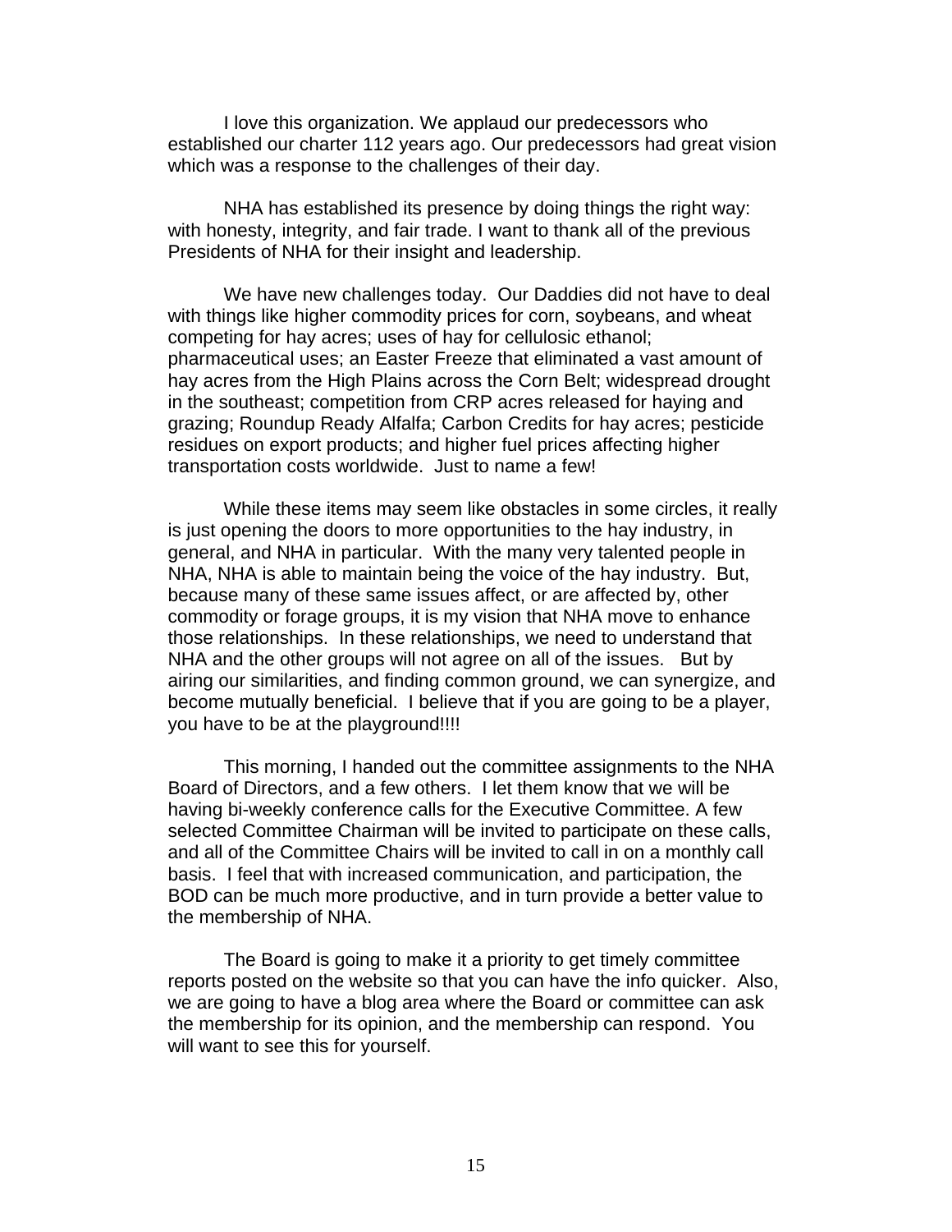I love this organization. We applaud our predecessors who established our charter 112 years ago. Our predecessors had great vision which was a response to the challenges of their day.

NHA has established its presence by doing things the right way: with honesty, integrity, and fair trade. I want to thank all of the previous Presidents of NHA for their insight and leadership.

We have new challenges today. Our Daddies did not have to deal with things like higher commodity prices for corn, soybeans, and wheat competing for hay acres; uses of hay for cellulosic ethanol; pharmaceutical uses; an Easter Freeze that eliminated a vast amount of hay acres from the High Plains across the Corn Belt; widespread drought in the southeast; competition from CRP acres released for haying and grazing; Roundup Ready Alfalfa; Carbon Credits for hay acres; pesticide residues on export products; and higher fuel prices affecting higher transportation costs worldwide. Just to name a few!

While these items may seem like obstacles in some circles, it really is just opening the doors to more opportunities to the hay industry, in general, and NHA in particular. With the many very talented people in NHA, NHA is able to maintain being the voice of the hay industry. But, because many of these same issues affect, or are affected by, other commodity or forage groups, it is my vision that NHA move to enhance those relationships. In these relationships, we need to understand that NHA and the other groups will not agree on all of the issues. But by airing our similarities, and finding common ground, we can synergize, and become mutually beneficial. I believe that if you are going to be a player, you have to be at the playground!!!!

This morning, I handed out the committee assignments to the NHA Board of Directors, and a few others. I let them know that we will be having bi-weekly conference calls for the Executive Committee. A few selected Committee Chairman will be invited to participate on these calls, and all of the Committee Chairs will be invited to call in on a monthly call basis. I feel that with increased communication, and participation, the BOD can be much more productive, and in turn provide a better value to the membership of NHA.

The Board is going to make it a priority to get timely committee reports posted on the website so that you can have the info quicker. Also, we are going to have a blog area where the Board or committee can ask the membership for its opinion, and the membership can respond. You will want to see this for yourself.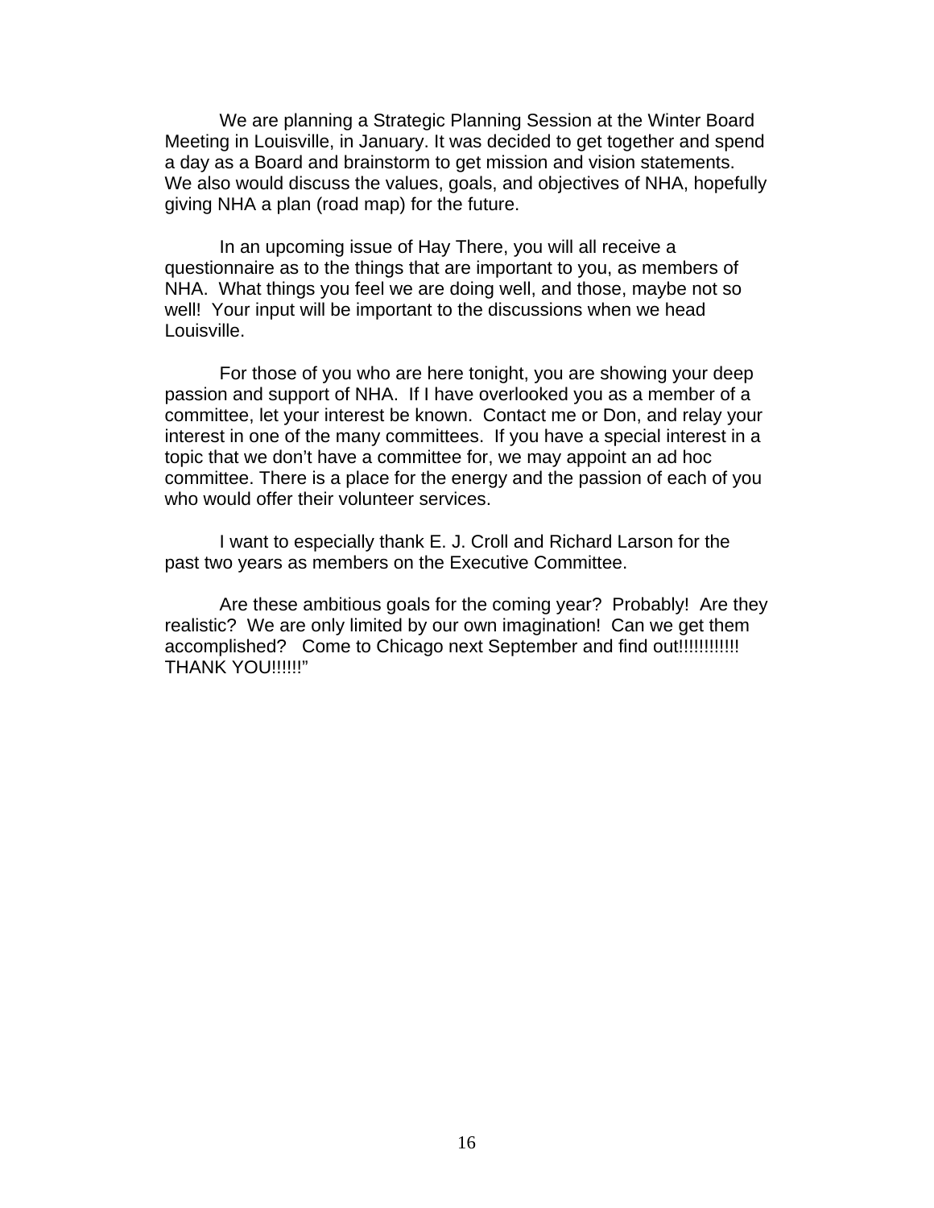We are planning a Strategic Planning Session at the Winter Board Meeting in Louisville, in January. It was decided to get together and spend a day as a Board and brainstorm to get mission and vision statements. We also would discuss the values, goals, and objectives of NHA, hopefully giving NHA a plan (road map) for the future.

In an upcoming issue of Hay There, you will all receive a questionnaire as to the things that are important to you, as members of NHA. What things you feel we are doing well, and those, maybe not so well! Your input will be important to the discussions when we head Louisville.

For those of you who are here tonight, you are showing your deep passion and support of NHA. If I have overlooked you as a member of a committee, let your interest be known. Contact me or Don, and relay your interest in one of the many committees. If you have a special interest in a topic that we don't have a committee for, we may appoint an ad hoc committee. There is a place for the energy and the passion of each of you who would offer their volunteer services.

I want to especially thank E. J. Croll and Richard Larson for the past two years as members on the Executive Committee.

Are these ambitious goals for the coming year? Probably! Are they realistic? We are only limited by our own imagination! Can we get them accomplished? Come to Chicago next September and find out!!!!!!!!!!!
THANK YOU!!!!!!"